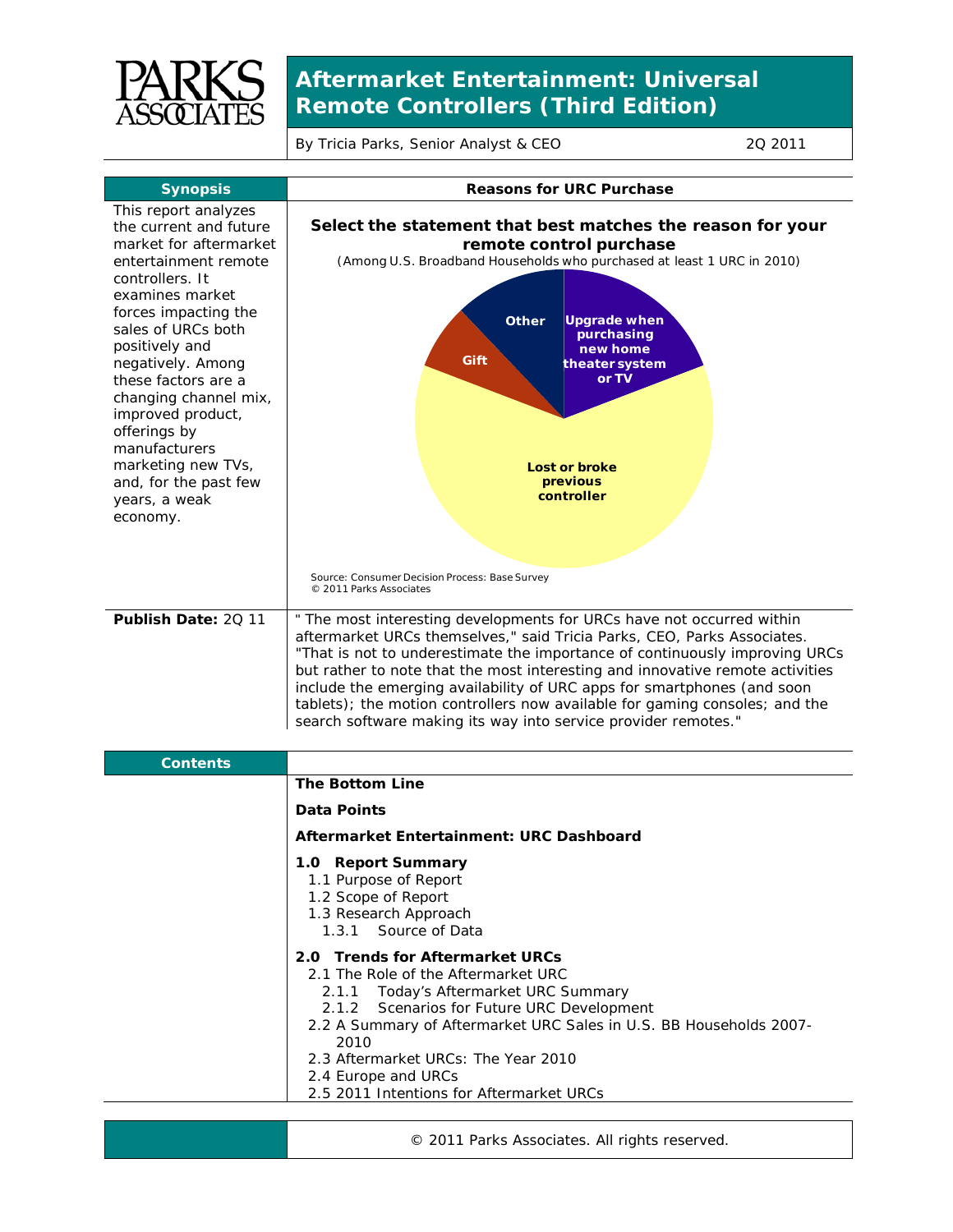# Aftermarket Entertainment: Universal Remote Controllers (Third Edition)

By Tricia Parks, Senior Analyst & CEO

2Q 2011

## Synopsis

This report analyzes the current and future market for aftermarket entertainment remote controllers. It examines market forces impacting the sales of URCs both positively and negatively. Among these factors are a changing channel mix, improved product, offerings by manufacturers marketing new TVs, and, for the past few years, a weak economy.

## Reasons for URC Purchase

**Select the statement that best matches the reason for your remote control purchase**

(Among U.S. Broadband Households who purchased at least 1 URC in 2010)

- Lost or broke previous controller
- Upgrade when purchasing new home theater system or TV
- Other
- Gift

Source: Consumer Decision Process: Base Survey
© 2011 Parks Associates

**Publish Date:** 2Q 11

" The most interesting developments for URCs have not occurred within aftermarket URCs themselves," said Tricia Parks, CEO, Parks Associates. "That is not to underestimate the importance of continuously improving URCs but rather to note that the most interesting and innovative remote activities include the emerging availability of URC apps for smartphones (and soon tablets); the motion controllers now available for gaming consoles; and the search software making its way into service provider remotes."

## Contents

**The Bottom Line**

**Data Points**

**Aftermarket Entertainment: URC Dashboard**

**1.0 Report Summary**
- 1.1 Purpose of Report
- 1.2 Scope of Report
- 1.3 Research Approach
  - 1.3.1 Source of Data

**2.0 Trends for Aftermarket URCs**
- 2.1 The Role of the Aftermarket URC
  - 2.1.1 Today's Aftermarket URC Summary
  - 2.1.2 Scenarios for Future URC Development
- 2.2 A Summary of Aftermarket URC Sales in U.S. BB Households 2007-2010
- 2.3 Aftermarket URCs: The Year 2010
- 2.4 Europe and URCs
- 2.5 2011 Intentions for Aftermarket URCs

© 2011 Parks Associates. All rights reserved.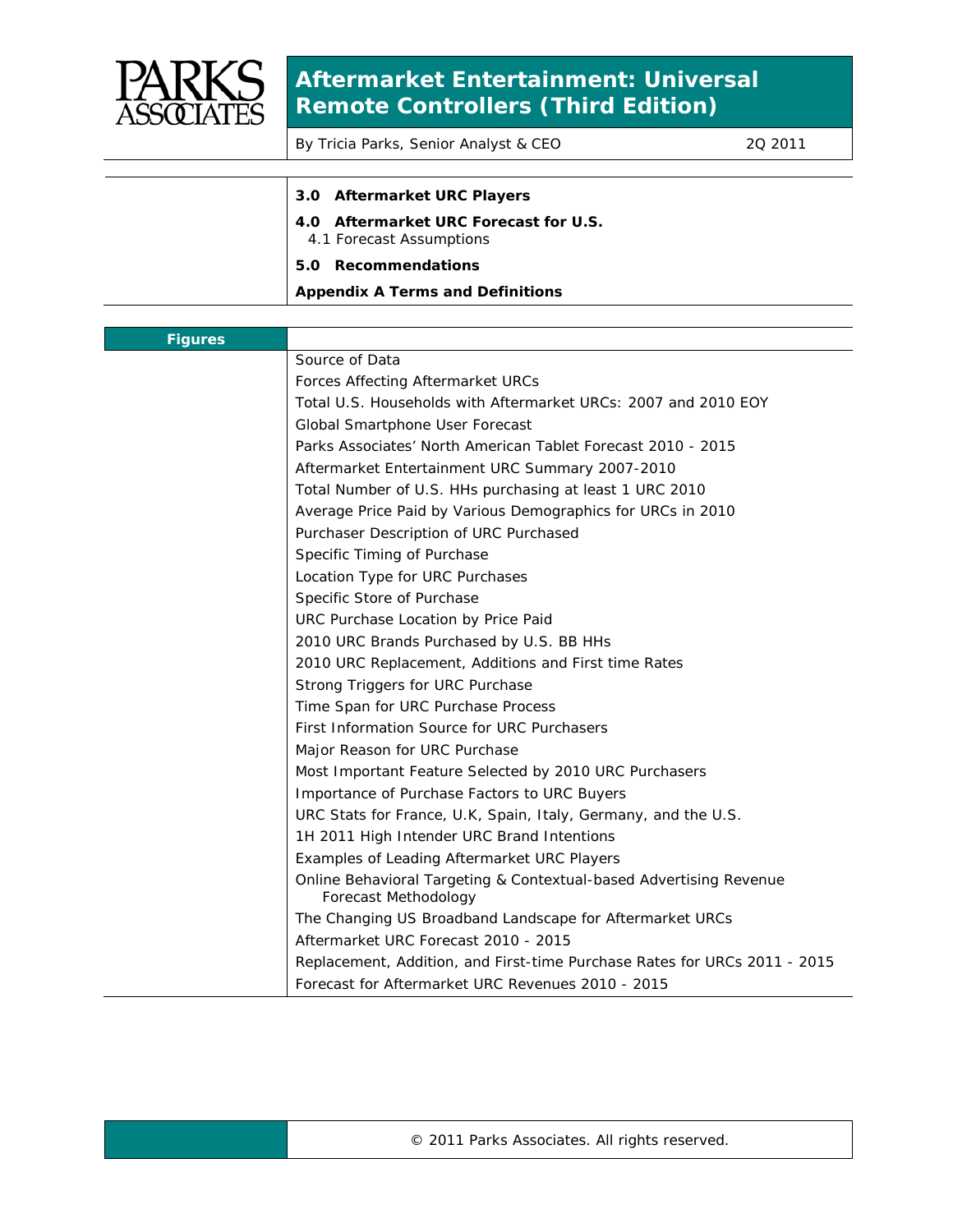# Aftermarket Entertainment: Universal Remote Controllers (Third Edition)

By Tricia Parks, Senior Analyst & CEO

2Q 2011

**3.0 Aftermarket URC Players**

**4.0 Aftermarket URC Forecast for U.S.**

4.1 Forecast Assumptions

**5.0 Recommendations**

**Appendix A Terms and Definitions**

## Figures

- Source of Data
- Forces Affecting Aftermarket URCs
- Total U.S. Households with Aftermarket URCs: 2007 and 2010 EOY
- Global Smartphone User Forecast
- Parks Associates' North American Tablet Forecast 2010 - 2015
- Aftermarket Entertainment URC Summary 2007-2010
- Total Number of U.S. HHs purchasing at least 1 URC 2010
- Average Price Paid by Various Demographics for URCs in 2010
- Purchaser Description of URC Purchased
- Specific Timing of Purchase
- Location Type for URC Purchases
- Specific Store of Purchase
- URC Purchase Location by Price Paid
- 2010 URC Brands Purchased by U.S. BB HHs
- 2010 URC Replacement, Additions and First time Rates
- Strong Triggers for URC Purchase
- Time Span for URC Purchase Process
- First Information Source for URC Purchasers
- Major Reason for URC Purchase
- Most Important Feature Selected by 2010 URC Purchasers
- Importance of Purchase Factors to URC Buyers
- URC Stats for France, U.K, Spain, Italy, Germany, and the U.S.
- 1H 2011 High Intender URC Brand Intentions
- Examples of Leading Aftermarket URC Players
- Online Behavioral Targeting & Contextual-based Advertising Revenue Forecast Methodology
- The Changing US Broadband Landscape for Aftermarket URCs
- Aftermarket URC Forecast 2010 - 2015
- Replacement, Addition, and First-time Purchase Rates for URCs 2011 - 2015
- Forecast for Aftermarket URC Revenues 2010 - 2015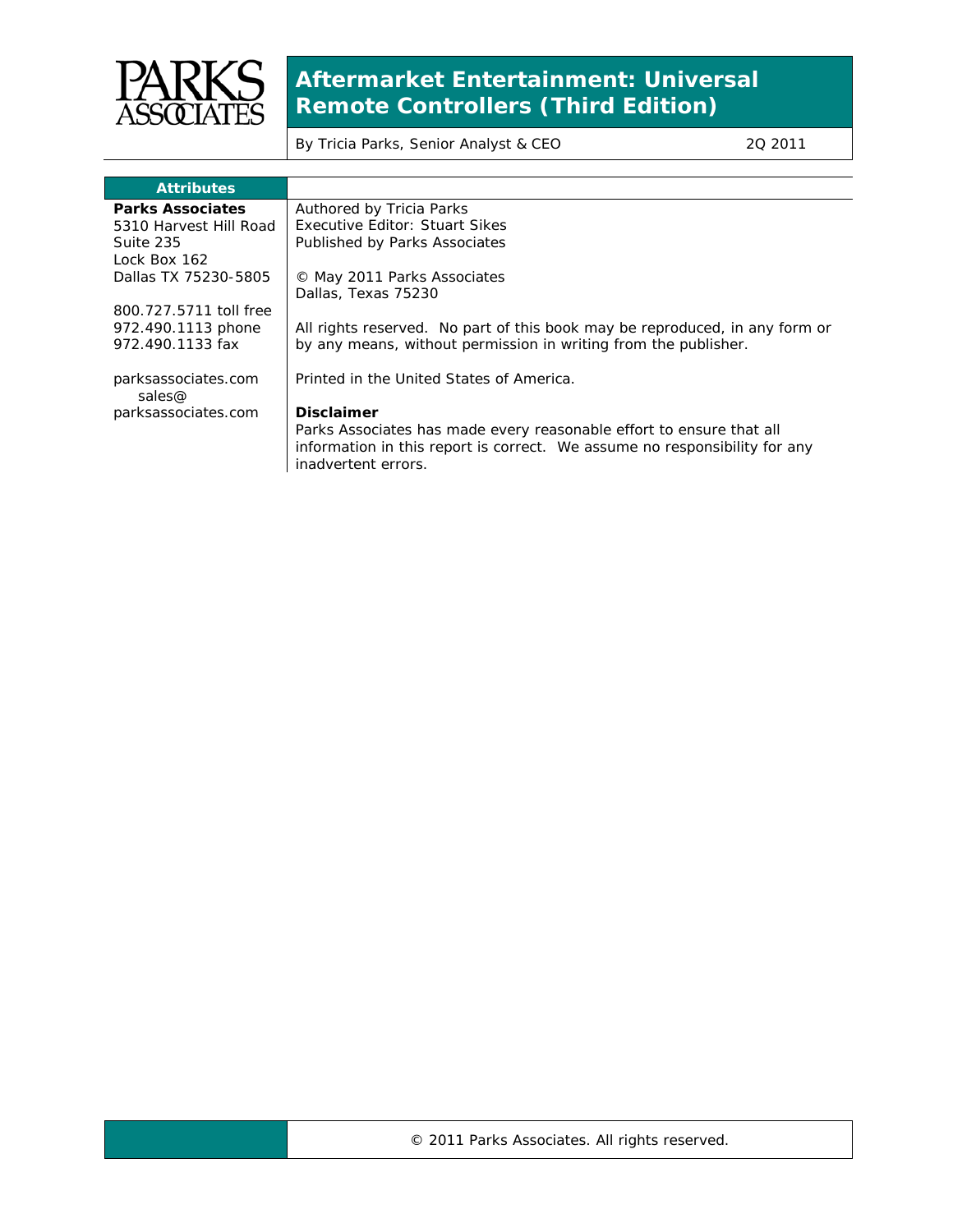PARKS ASSOCIATES

# Aftermarket Entertainment: Universal Remote Controllers (Third Edition)

By Tricia Parks, Senior Analyst & CEO 2Q 2011

| Attributes | |
|---|---|
| **Parks Associates**<br>5310 Harvest Hill Road<br>Suite 235<br>Lock Box 162<br>Dallas TX 75230-5805 | Authored by Tricia Parks<br>Executive Editor: Stuart Sikes<br>Published by Parks Associates<br><br>© May 2011 Parks Associates<br>Dallas, Texas 75230 |
| 800.727.5711 toll free<br>972.490.1113 phone<br>972.490.1133 fax | All rights reserved. No part of this book may be reproduced, in any form or by any means, without permission in writing from the publisher. |
| parksassociates.com<br>sales@parksassociates.com | Printed in the United States of America.<br><br>**Disclaimer**<br>Parks Associates has made every reasonable effort to ensure that all information in this report is correct. We assume no responsibility for any inadvertent errors. |

© 2011 Parks Associates. All rights reserved.